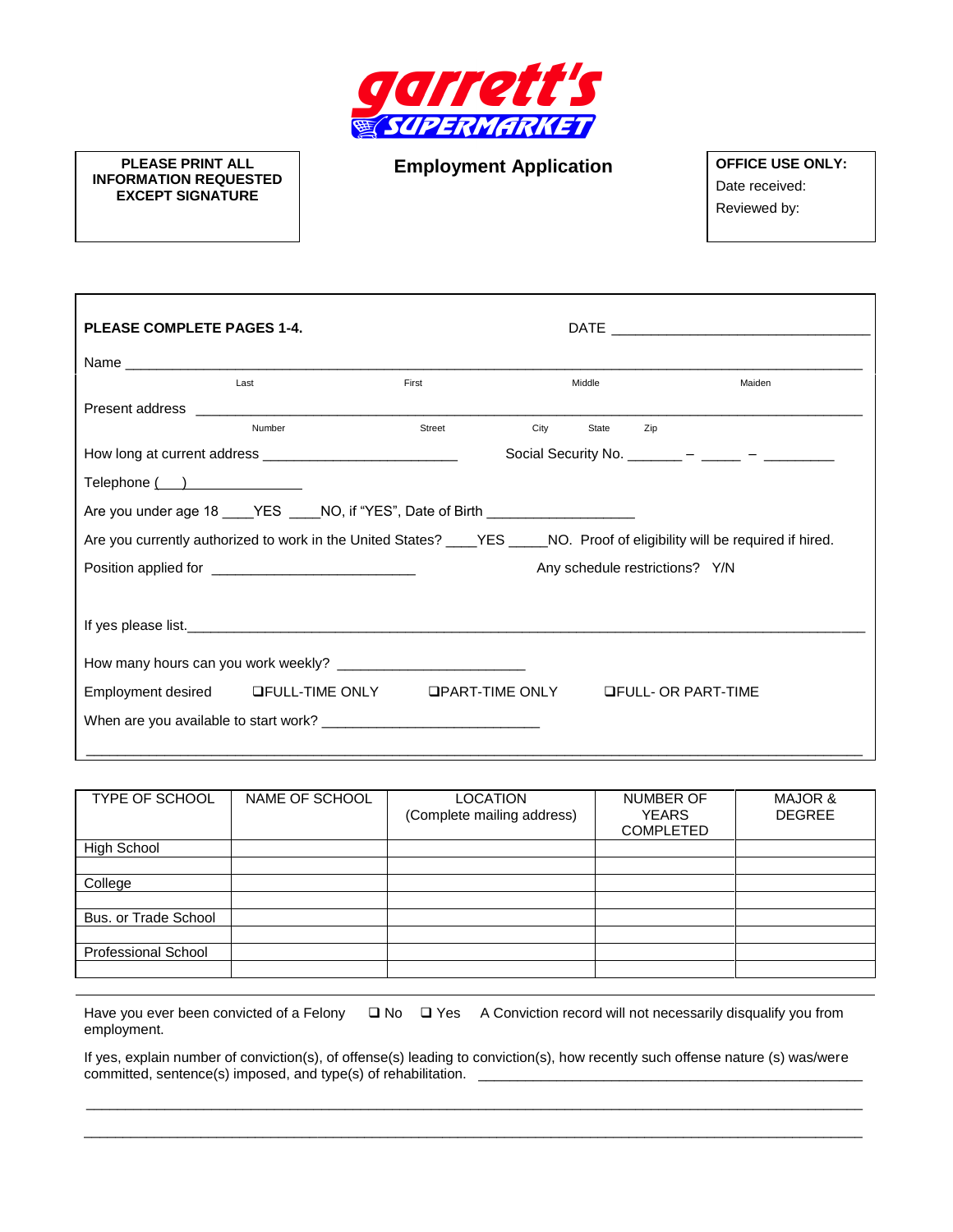# garrett's SUPERMARKET

**PLEASE PRINT ALL INFORMATION REQUESTED EXCEPT SIGNATURE**

## Employment Application

**OFFICE USE ONLY:**
Date received:
Reviewed by:

**PLEASE COMPLETE PAGES 1-4.** DATE ________________________________

Name ________________________________________________________________________________
Last First Middle Maiden

Present address _________________________________________________________________________
Number Street City State Zip

How long at current address _________________________ Social Security No. _______ – _____ – _________

Telephone (___) ______________

Are you under age 18 ____YES ____NO, if "YES", Date of Birth __________________

Are you currently authorized to work in the United States? ____YES _____NO. Proof of eligibility will be required if hired.

Position applied for _________________________ Any schedule restrictions? Y/N

If yes please list.____________________________________________________________________________

How many hours can you work weekly? _______________________

Employment desired ❑FULL-TIME ONLY ❑PART-TIME ONLY ❑FULL- OR PART-TIME

When are you available to start work? ___________________________

_____________________________________________________________________________________________

| TYPE OF SCHOOL | NAME OF SCHOOL | LOCATION (Complete mailing address) | NUMBER OF YEARS COMPLETED | MAJOR & DEGREE |
|---|---|---|---|---|
| High School | | | | |
| | | | | |
| College | | | | |
| | | | | |
| Bus. or Trade School | | | | |
| | | | | |
| Professional School | | | | |
| | | | | |

Have you ever been convicted of a Felony ❑ No ❑ Yes A Conviction record will not necessarily disqualify you from employment.

If yes, explain number of conviction(s), of offense(s) leading to conviction(s), how recently such offense nature (s) was/were committed, sentence(s) imposed, and type(s) of rehabilitation. ________________________________________________

_____________________________________________________________________________________________

_____________________________________________________________________________________________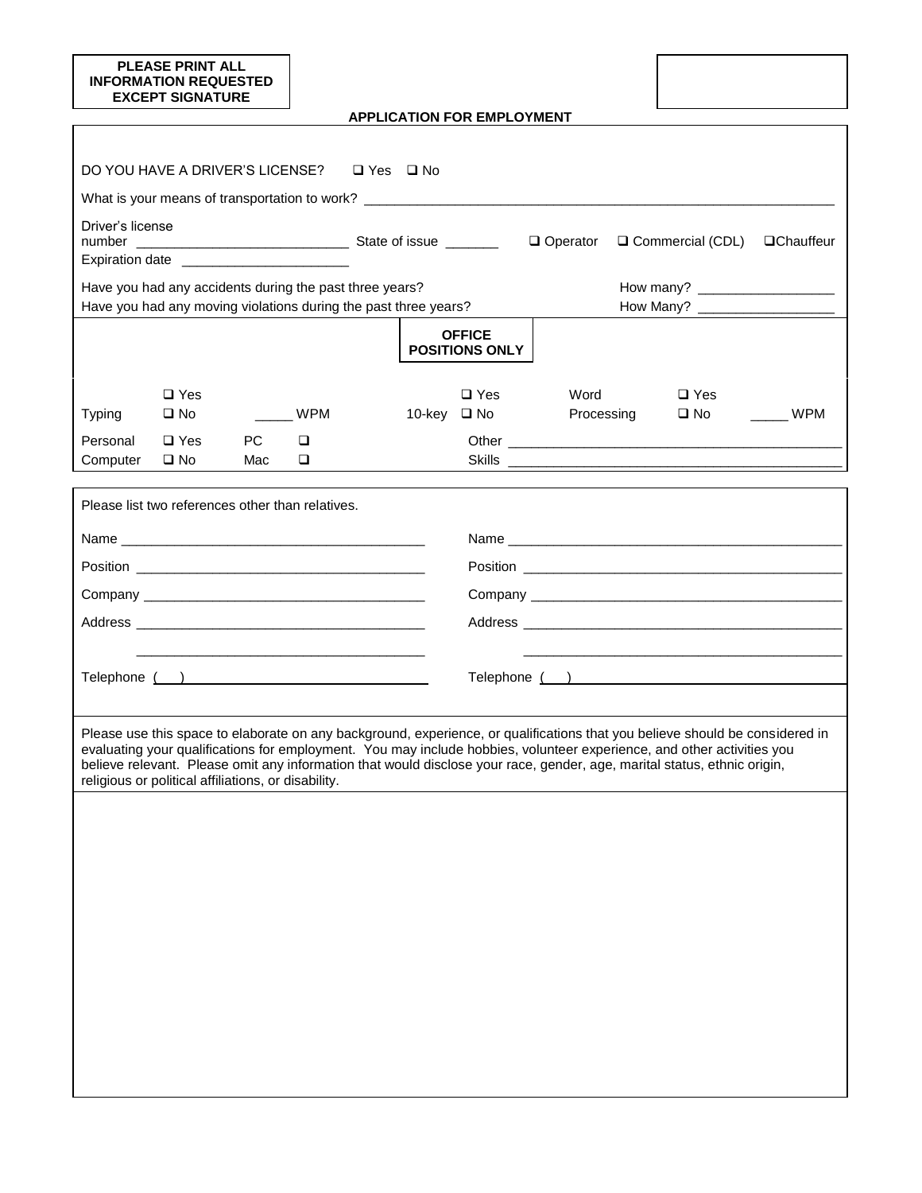**PLEASE PRINT ALL INFORMATION REQUESTED EXCEPT SIGNATURE**

## APPLICATION FOR EMPLOYMENT

DO YOU HAVE A DRIVER'S LICENSE? ❑ Yes ❑ No

What is your means of transportation to work? ______________________________________________

Driver's license number ____________________________ State of issue _______ ❑ Operator ❑ Commercial (CDL) ❑ Chauffeur

Expiration date ______________________

Have you had any accidents during the past three years? How many? __________________

Have you had any moving violations during the past three years? How Many? __________________

**OFFICE POSITIONS ONLY**

| | | | | | | | |
|---|---|---|---|---|---|---|---|
| Typing | ❑ Yes ❑ No | _____ WPM | 10-key | ❑ Yes ❑ No | Word Processing | ❑ Yes ❑ No | _____ WPM |
| Personal Computer | ❑ Yes ❑ No | PC ❑ Mac ❑ | | Other Skills ______________________________ | | | |

Please list two references other than relatives.

| | |
|---|---|
| Name ______________________________ | Name ______________________________ |
| Position ______________________________ | Position ______________________________ |
| Company ______________________________ | Company ______________________________ |
| Address ______________________________ | Address ______________________________ |
| ______________________________ | ______________________________ |
| Telephone ( ) ______________________________ | Telephone ( ) ______________________________ |

Please use this space to elaborate on any background, experience, or qualifications that you believe should be considered in evaluating your qualifications for employment. You may include hobbies, volunteer experience, and other activities you believe relevant. Please omit any information that would disclose your race, gender, age, marital status, ethnic origin, religious or political affiliations, or disability.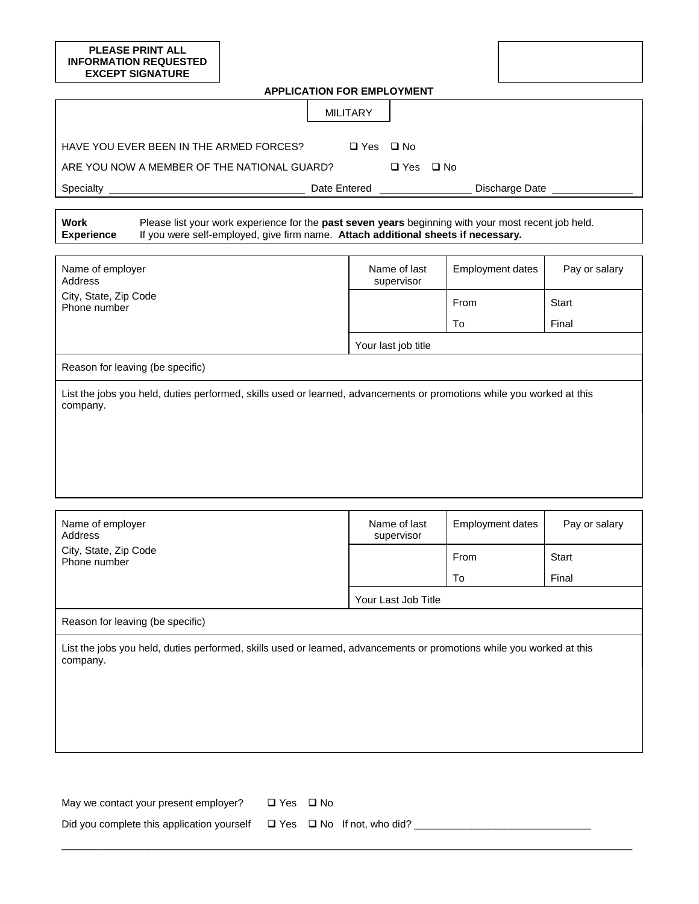**PLEASE PRINT ALL INFORMATION REQUESTED EXCEPT SIGNATURE**

## APPLICATION FOR EMPLOYMENT

### MILITARY

HAVE YOU EVER BEEN IN THE ARMED FORCES? ❑ Yes ❑ No

ARE YOU NOW A MEMBER OF THE NATIONAL GUARD? ❑ Yes ❑ No

Specialty ________________________________ Date Entered _______________ Discharge Date _____________

**Work Experience** Please list your work experience for the **past seven years** beginning with your most recent job held. If you were self-employed, give firm name. **Attach additional sheets if necessary.**

| Name of employer<br>Address<br>City, State, Zip Code<br>Phone number | Name of last supervisor | Employment dates | Pay or salary |
|---|---|---|---|
| | | From | Start |
| | | To | Final |
| | Your last job title | | |
| Reason for leaving (be specific) | | | |
| List the jobs you held, duties performed, skills used or learned, advancements or promotions while you worked at this company. | | | |

| Name of employer<br>Address<br>City, State, Zip Code<br>Phone number | Name of last supervisor | Employment dates | Pay or salary |
|---|---|---|---|
| | | From | Start |
| | | To | Final |
| | Your Last Job Title | | |
| Reason for leaving (be specific) | | | |
| List the jobs you held, duties performed, skills used or learned, advancements or promotions while you worked at this company. | | | |

May we contact your present employer? ❑ Yes ❑ No

Did you complete this application yourself ❑ Yes ❑ No If not, who did? ______________________________

______________________________________________________________________________________________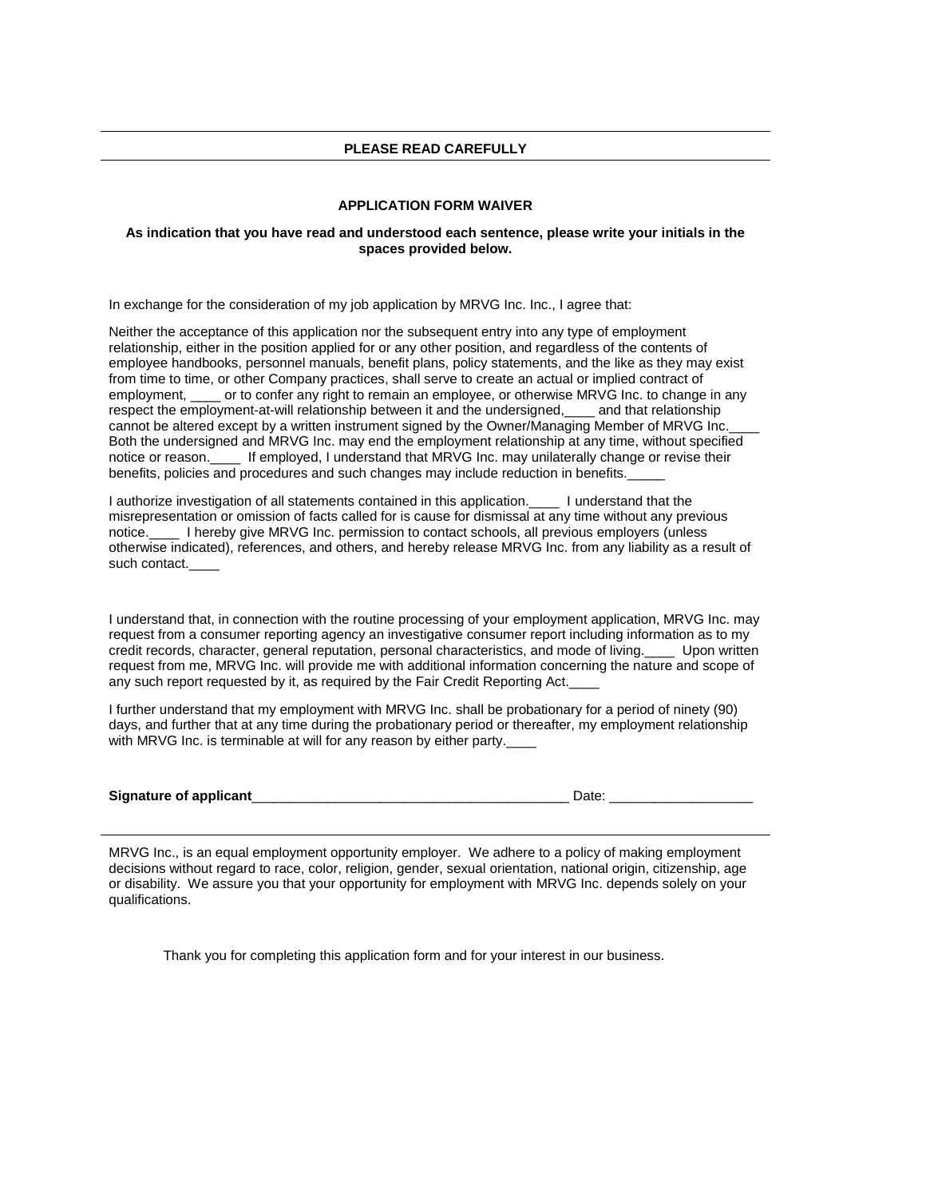**PLEASE READ CAREFULLY**

**APPLICATION FORM WAIVER**

**As indication that you have read and understood each sentence, please write your initials in the spaces provided below.**

In exchange for the consideration of my job application by MRVG Inc. Inc., I agree that:

Neither the acceptance of this application nor the subsequent entry into any type of employment relationship, either in the position applied for or any other position, and regardless of the contents of employee handbooks, personnel manuals, benefit plans, policy statements, and the like as they may exist from time to time, or other Company practices, shall serve to create an actual or implied contract of employment, ____ or to confer any right to remain an employee, or otherwise MRVG Inc. to change in any respect the employment-at-will relationship between it and the undersigned,____ and that relationship cannot be altered except by a written instrument signed by the Owner/Managing Member of MRVG Inc.____ Both the undersigned and MRVG Inc. may end the employment relationship at any time, without specified notice or reason.____ If employed, I understand that MRVG Inc. may unilaterally change or revise their benefits, policies and procedures and such changes may include reduction in benefits._____

I authorize investigation of all statements contained in this application.____ I understand that the misrepresentation or omission of facts called for is cause for dismissal at any time without any previous notice.____ I hereby give MRVG Inc. permission to contact schools, all previous employers (unless otherwise indicated), references, and others, and hereby release MRVG Inc. from any liability as a result of such contact.____

I understand that, in connection with the routine processing of your employment application, MRVG Inc. may request from a consumer reporting agency an investigative consumer report including information as to my credit records, character, general reputation, personal characteristics, and mode of living.____ Upon written request from me, MRVG Inc. will provide me with additional information concerning the nature and scope of any such report requested by it, as required by the Fair Credit Reporting Act.____

I further understand that my employment with MRVG Inc. shall be probationary for a period of ninety (90) days, and further that at any time during the probationary period or thereafter, my employment relationship with MRVG Inc. is terminable at will for any reason by either party.____

**Signature of applicant**__________________________________________ Date: ___________________

MRVG Inc., is an equal employment opportunity employer. We adhere to a policy of making employment decisions without regard to race, color, religion, gender, sexual orientation, national origin, citizenship, age or disability. We assure you that your opportunity for employment with MRVG Inc. depends solely on your qualifications.

Thank you for completing this application form and for your interest in our business.